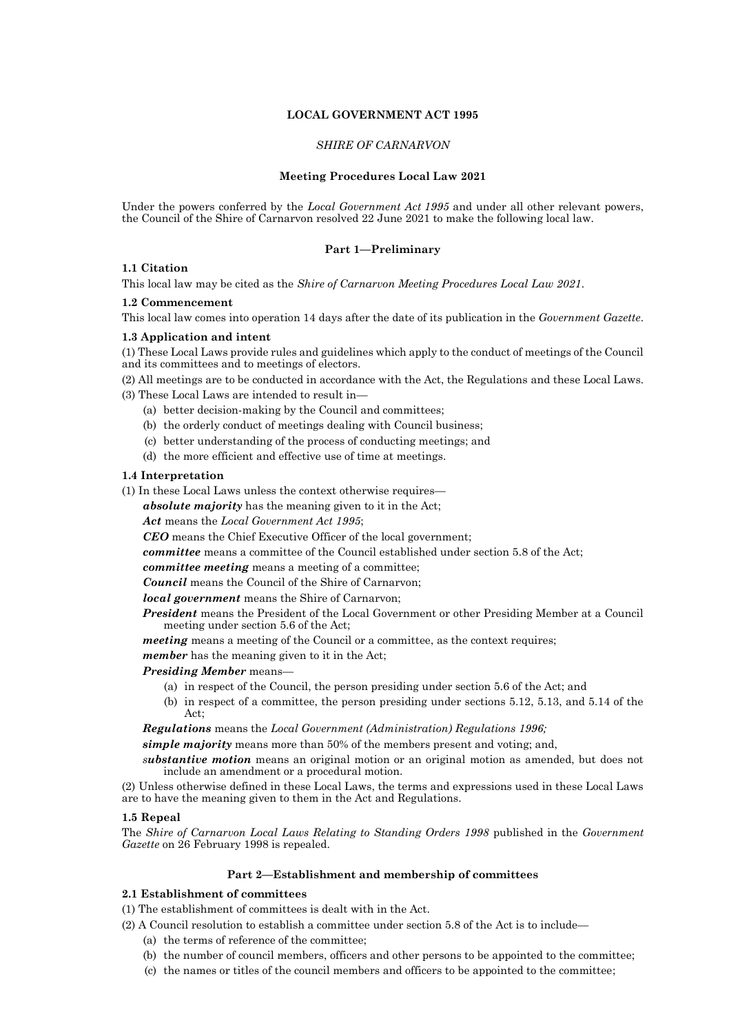**LOCAL GOVERNMENT ACT 1995**

*SHIRE OF CARNARVON*

**Meeting Procedures Local Law 2021**

Under the powers conferred by the *Local Government Act 1995* and under all other relevant powers, the Council of the Shire of Carnarvon resolved 22 June 2021 to make the following local law.

## Part 1—Preliminary

### 1.1 Citation

This local law may be cited as the *Shire of Carnarvon Meeting Procedures Local Law 2021*.

### 1.2 Commencement

This local law comes into operation 14 days after the date of its publication in the *Government Gazette*.

### 1.3 Application and intent

(1) These Local Laws provide rules and guidelines which apply to the conduct of meetings of the Council and its committees and to meetings of electors.

(2) All meetings are to be conducted in accordance with the Act, the Regulations and these Local Laws.

(3) These Local Laws are intended to result in—

- (a) better decision-making by the Council and committees;
- (b) the orderly conduct of meetings dealing with Council business;
- (c) better understanding of the process of conducting meetings; and
- (d) the more efficient and effective use of time at meetings.

### 1.4 Interpretation

(1) In these Local Laws unless the context otherwise requires—

***absolute majority*** has the meaning given to it in the Act;

***Act*** means the *Local Government Act 1995*;

***CEO*** means the Chief Executive Officer of the local government;

***committee*** means a committee of the Council established under section 5.8 of the Act;

***committee meeting*** means a meeting of a committee;

***Council*** means the Council of the Shire of Carnarvon;

***local government*** means the Shire of Carnarvon;

***President*** means the President of the Local Government or other Presiding Member at a Council meeting under section 5.6 of the Act;

***meeting*** means a meeting of the Council or a committee, as the context requires;

***member*** has the meaning given to it in the Act;

***Presiding Member*** means—

- (a) in respect of the Council, the person presiding under section 5.6 of the Act; and
- (b) in respect of a committee, the person presiding under sections 5.12, 5.13, and 5.14 of the Act;

***Regulations*** means the *Local Government (Administration) Regulations 1996;*

***simple majority*** means more than 50% of the members present and voting; and,

***substantive motion*** means an original motion or an original motion as amended, but does not include an amendment or a procedural motion.

(2) Unless otherwise defined in these Local Laws, the terms and expressions used in these Local Laws are to have the meaning given to them in the Act and Regulations.

### 1.5 Repeal

The *Shire of Carnarvon Local Laws Relating to Standing Orders 1998* published in the *Government Gazette* on 26 February 1998 is repealed.

## Part 2—Establishment and membership of committees

### 2.1 Establishment of committees

(1) The establishment of committees is dealt with in the Act.

(2) A Council resolution to establish a committee under section 5.8 of the Act is to include—

- (a) the terms of reference of the committee;
- (b) the number of council members, officers and other persons to be appointed to the committee;
- (c) the names or titles of the council members and officers to be appointed to the committee;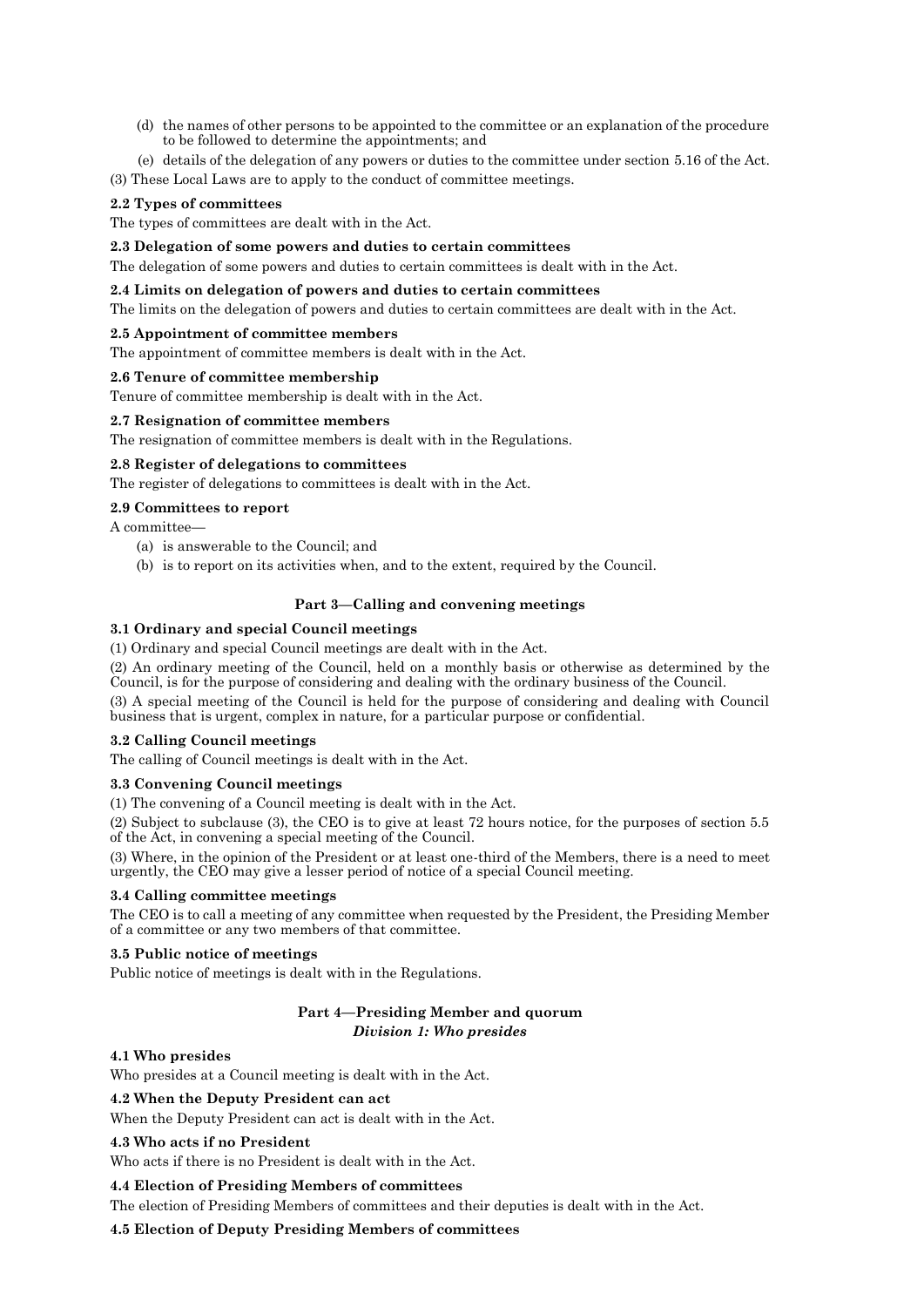(d) the names of other persons to be appointed to the committee or an explanation of the procedure to be followed to determine the appointments; and

(e) details of the delegation of any powers or duties to the committee under section 5.16 of the Act.

(3) These Local Laws are to apply to the conduct of committee meetings.

**2.2 Types of committees**

The types of committees are dealt with in the Act.

**2.3 Delegation of some powers and duties to certain committees**

The delegation of some powers and duties to certain committees is dealt with in the Act.

**2.4 Limits on delegation of powers and duties to certain committees**

The limits on the delegation of powers and duties to certain committees are dealt with in the Act.

**2.5 Appointment of committee members**

The appointment of committee members is dealt with in the Act.

**2.6 Tenure of committee membership**

Tenure of committee membership is dealt with in the Act.

**2.7 Resignation of committee members**

The resignation of committee members is dealt with in the Regulations.

**2.8 Register of delegations to committees**

The register of delegations to committees is dealt with in the Act.

**2.9 Committees to report**

A committee—

(a) is answerable to the Council; and

(b) is to report on its activities when, and to the extent, required by the Council.

## Part 3—Calling and convening meetings

**3.1 Ordinary and special Council meetings**

(1) Ordinary and special Council meetings are dealt with in the Act.

(2) An ordinary meeting of the Council, held on a monthly basis or otherwise as determined by the Council, is for the purpose of considering and dealing with the ordinary business of the Council.

(3) A special meeting of the Council is held for the purpose of considering and dealing with Council business that is urgent, complex in nature, for a particular purpose or confidential.

**3.2 Calling Council meetings**

The calling of Council meetings is dealt with in the Act.

**3.3 Convening Council meetings**

(1) The convening of a Council meeting is dealt with in the Act.

(2) Subject to subclause (3), the CEO is to give at least 72 hours notice, for the purposes of section 5.5 of the Act, in convening a special meeting of the Council.

(3) Where, in the opinion of the President or at least one-third of the Members, there is a need to meet urgently, the CEO may give a lesser period of notice of a special Council meeting.

**3.4 Calling committee meetings**

The CEO is to call a meeting of any committee when requested by the President, the Presiding Member of a committee or any two members of that committee.

**3.5 Public notice of meetings**

Public notice of meetings is dealt with in the Regulations.

## Part 4—Presiding Member and quorum

### *Division 1: Who presides*

**4.1 Who presides**

Who presides at a Council meeting is dealt with in the Act.

**4.2 When the Deputy President can act**

When the Deputy President can act is dealt with in the Act.

**4.3 Who acts if no President**

Who acts if there is no President is dealt with in the Act.

**4.4 Election of Presiding Members of committees**

The election of Presiding Members of committees and their deputies is dealt with in the Act.

**4.5 Election of Deputy Presiding Members of committees**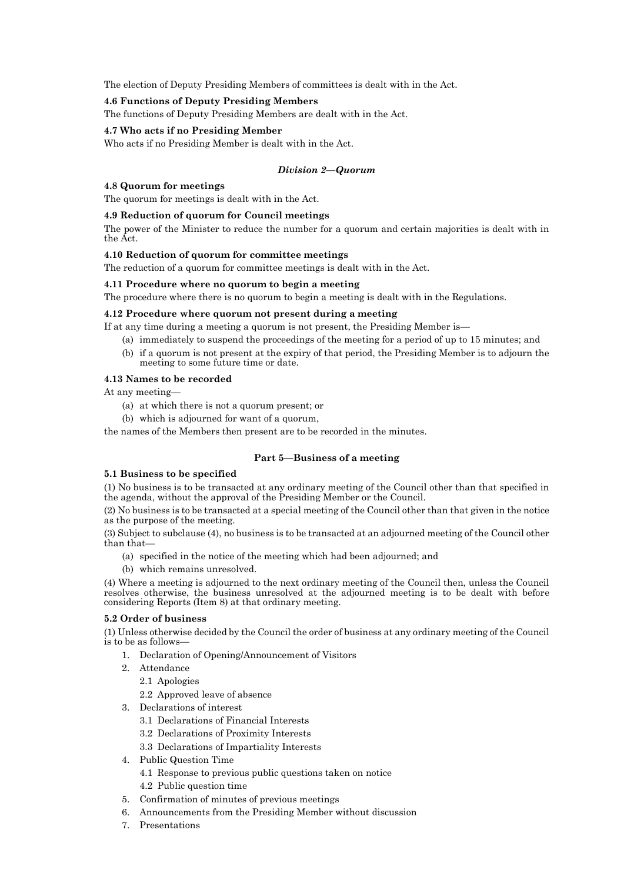The election of Deputy Presiding Members of committees is dealt with in the Act.

**4.6 Functions of Deputy Presiding Members**

The functions of Deputy Presiding Members are dealt with in the Act.

**4.7 Who acts if no Presiding Member**

Who acts if no Presiding Member is dealt with in the Act.

### *Division 2—Quorum*

**4.8 Quorum for meetings**

The quorum for meetings is dealt with in the Act.

**4.9 Reduction of quorum for Council meetings**

The power of the Minister to reduce the number for a quorum and certain majorities is dealt with in the Act.

**4.10 Reduction of quorum for committee meetings**

The reduction of a quorum for committee meetings is dealt with in the Act.

**4.11 Procedure where no quorum to begin a meeting**

The procedure where there is no quorum to begin a meeting is dealt with in the Regulations.

**4.12 Procedure where quorum not present during a meeting**

If at any time during a meeting a quorum is not present, the Presiding Member is—

- (a) immediately to suspend the proceedings of the meeting for a period of up to 15 minutes; and
- (b) if a quorum is not present at the expiry of that period, the Presiding Member is to adjourn the meeting to some future time or date.

**4.13 Names to be recorded**

At any meeting—

- (a) at which there is not a quorum present; or
- (b) which is adjourned for want of a quorum,

the names of the Members then present are to be recorded in the minutes.

## Part 5—Business of a meeting

**5.1 Business to be specified**

(1) No business is to be transacted at any ordinary meeting of the Council other than that specified in the agenda, without the approval of the Presiding Member or the Council.

(2) No business is to be transacted at a special meeting of the Council other than that given in the notice as the purpose of the meeting.

(3) Subject to subclause (4), no business is to be transacted at an adjourned meeting of the Council other than that—

- (a) specified in the notice of the meeting which had been adjourned; and
- (b) which remains unresolved.

(4) Where a meeting is adjourned to the next ordinary meeting of the Council then, unless the Council resolves otherwise, the business unresolved at the adjourned meeting is to be dealt with before considering Reports (Item 8) at that ordinary meeting.

**5.2 Order of business**

(1) Unless otherwise decided by the Council the order of business at any ordinary meeting of the Council is to be as follows—

1. Declaration of Opening/Announcement of Visitors
2. Attendance
   - 2.1 Apologies
   - 2.2 Approved leave of absence
3. Declarations of interest
   - 3.1 Declarations of Financial Interests
   - 3.2 Declarations of Proximity Interests
   - 3.3 Declarations of Impartiality Interests
4. Public Question Time
   - 4.1 Response to previous public questions taken on notice
   - 4.2 Public question time
5. Confirmation of minutes of previous meetings
6. Announcements from the Presiding Member without discussion
7. Presentations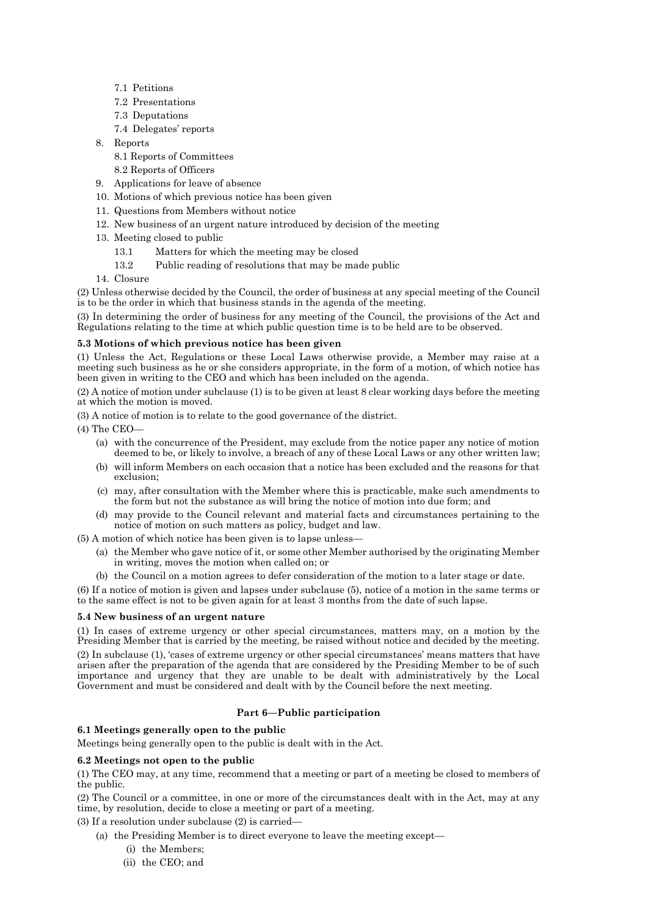7.1 Petitions
    7.2 Presentations
    7.3 Deputations
    7.4 Delegates' reports
8. Reports
    8.1 Reports of Committees
    8.2 Reports of Officers
9. Applications for leave of absence
10. Motions of which previous notice has been given
11. Questions from Members without notice
12. New business of an urgent nature introduced by decision of the meeting
13. Meeting closed to public
    13.1 Matters for which the meeting may be closed
    13.2 Public reading of resolutions that may be made public
14. Closure

(2) Unless otherwise decided by the Council, the order of business at any special meeting of the Council is to be the order in which that business stands in the agenda of the meeting.

(3) In determining the order of business for any meeting of the Council, the provisions of the Act and Regulations relating to the time at which public question time is to be held are to be observed.

**5.3 Motions of which previous notice has been given**

(1) Unless the Act, Regulations or these Local Laws otherwise provide, a Member may raise at a meeting such business as he or she considers appropriate, in the form of a motion, of which notice has been given in writing to the CEO and which has been included on the agenda.

(2) A notice of motion under subclause (1) is to be given at least 8 clear working days before the meeting at which the motion is moved.

(3) A notice of motion is to relate to the good governance of the district.

(4) The CEO—

- (a) with the concurrence of the President, may exclude from the notice paper any notice of motion deemed to be, or likely to involve, a breach of any of these Local Laws or any other written law;
- (b) will inform Members on each occasion that a notice has been excluded and the reasons for that exclusion;
- (c) may, after consultation with the Member where this is practicable, make such amendments to the form but not the substance as will bring the notice of motion into due form; and
- (d) may provide to the Council relevant and material facts and circumstances pertaining to the notice of motion on such matters as policy, budget and law.

(5) A motion of which notice has been given is to lapse unless—

- (a) the Member who gave notice of it, or some other Member authorised by the originating Member in writing, moves the motion when called on; or
- (b) the Council on a motion agrees to defer consideration of the motion to a later stage or date.

(6) If a notice of motion is given and lapses under subclause (5), notice of a motion in the same terms or to the same effect is not to be given again for at least 3 months from the date of such lapse.

**5.4 New business of an urgent nature**

(1) In cases of extreme urgency or other special circumstances, matters may, on a motion by the Presiding Member that is carried by the meeting, be raised without notice and decided by the meeting.

(2) In subclause (1), 'cases of extreme urgency or other special circumstances' means matters that have arisen after the preparation of the agenda that are considered by the Presiding Member to be of such importance and urgency that they are unable to be dealt with administratively by the Local Government and must be considered and dealt with by the Council before the next meeting.

## Part 6—Public participation

**6.1 Meetings generally open to the public**

Meetings being generally open to the public is dealt with in the Act.

**6.2 Meetings not open to the public**

(1) The CEO may, at any time, recommend that a meeting or part of a meeting be closed to members of the public.

(2) The Council or a committee, in one or more of the circumstances dealt with in the Act, may at any time, by resolution, decide to close a meeting or part of a meeting.

(3) If a resolution under subclause (2) is carried—

- (a) the Presiding Member is to direct everyone to leave the meeting except—
    - (i) the Members;
    - (ii) the CEO; and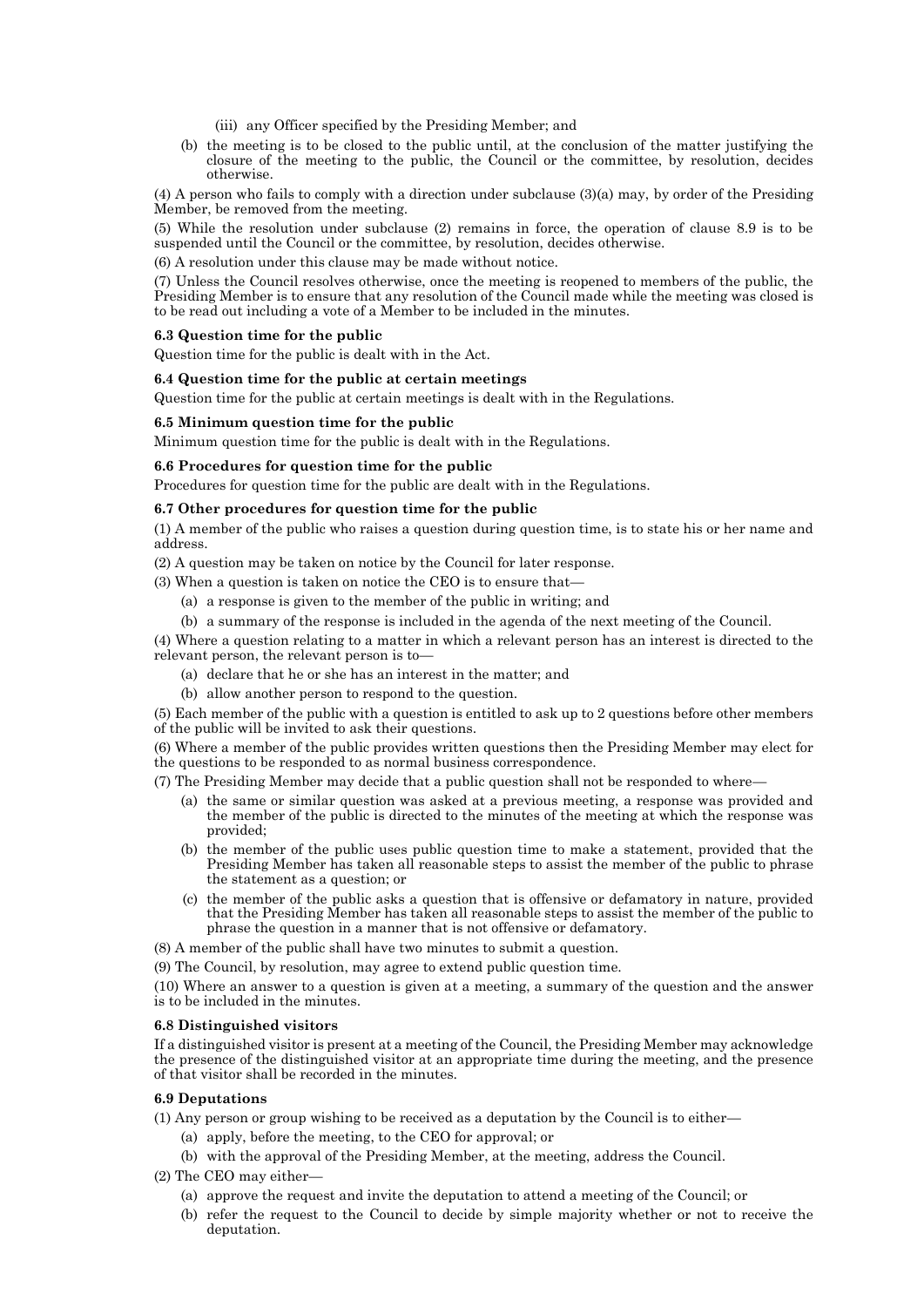(iii) any Officer specified by the Presiding Member; and

(b) the meeting is to be closed to the public until, at the conclusion of the matter justifying the closure of the meeting to the public, the Council or the committee, by resolution, decides otherwise.

(4) A person who fails to comply with a direction under subclause (3)(a) may, by order of the Presiding Member, be removed from the meeting.

(5) While the resolution under subclause (2) remains in force, the operation of clause 8.9 is to be suspended until the Council or the committee, by resolution, decides otherwise.

(6) A resolution under this clause may be made without notice.

(7) Unless the Council resolves otherwise, once the meeting is reopened to members of the public, the Presiding Member is to ensure that any resolution of the Council made while the meeting was closed is to be read out including a vote of a Member to be included in the minutes.

### 6.3 Question time for the public

Question time for the public is dealt with in the Act.

### 6.4 Question time for the public at certain meetings

Question time for the public at certain meetings is dealt with in the Regulations.

### 6.5 Minimum question time for the public

Minimum question time for the public is dealt with in the Regulations.

### 6.6 Procedures for question time for the public

Procedures for question time for the public are dealt with in the Regulations.

### 6.7 Other procedures for question time for the public

(1) A member of the public who raises a question during question time, is to state his or her name and address.

(2) A question may be taken on notice by the Council for later response.

(3) When a question is taken on notice the CEO is to ensure that—

(a) a response is given to the member of the public in writing; and

(b) a summary of the response is included in the agenda of the next meeting of the Council.

(4) Where a question relating to a matter in which a relevant person has an interest is directed to the relevant person, the relevant person is to—

(a) declare that he or she has an interest in the matter; and

(b) allow another person to respond to the question.

(5) Each member of the public with a question is entitled to ask up to 2 questions before other members of the public will be invited to ask their questions.

(6) Where a member of the public provides written questions then the Presiding Member may elect for the questions to be responded to as normal business correspondence.

(7) The Presiding Member may decide that a public question shall not be responded to where—

(a) the same or similar question was asked at a previous meeting, a response was provided and the member of the public is directed to the minutes of the meeting at which the response was provided;

(b) the member of the public uses public question time to make a statement, provided that the Presiding Member has taken all reasonable steps to assist the member of the public to phrase the statement as a question; or

(c) the member of the public asks a question that is offensive or defamatory in nature, provided that the Presiding Member has taken all reasonable steps to assist the member of the public to phrase the question in a manner that is not offensive or defamatory.

(8) A member of the public shall have two minutes to submit a question.

(9) The Council, by resolution, may agree to extend public question time.

(10) Where an answer to a question is given at a meeting, a summary of the question and the answer is to be included in the minutes.

### 6.8 Distinguished visitors

If a distinguished visitor is present at a meeting of the Council, the Presiding Member may acknowledge the presence of the distinguished visitor at an appropriate time during the meeting, and the presence of that visitor shall be recorded in the minutes.

### 6.9 Deputations

(1) Any person or group wishing to be received as a deputation by the Council is to either—

(a) apply, before the meeting, to the CEO for approval; or

(b) with the approval of the Presiding Member, at the meeting, address the Council.

(2) The CEO may either—

(a) approve the request and invite the deputation to attend a meeting of the Council; or

(b) refer the request to the Council to decide by simple majority whether or not to receive the deputation.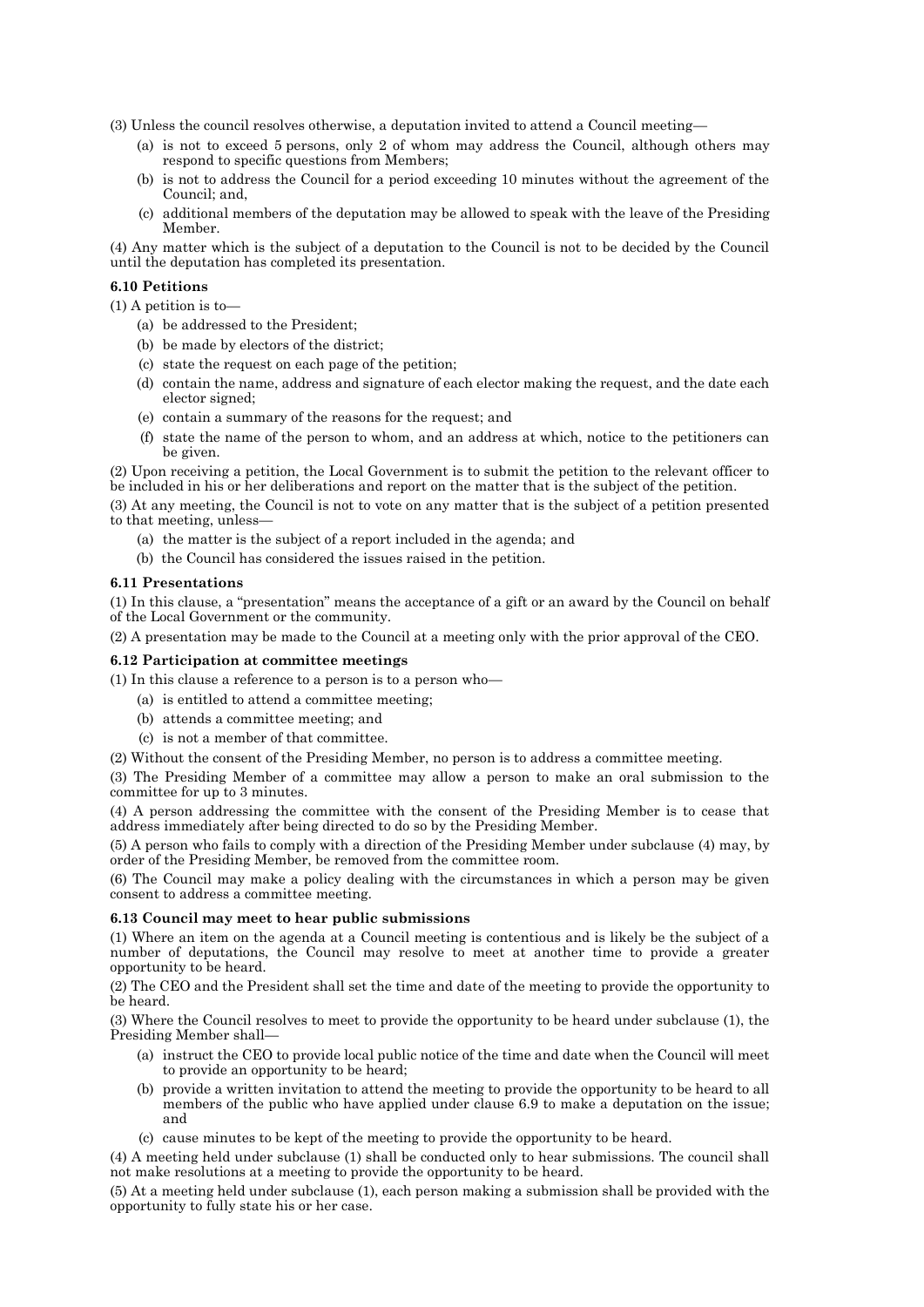(3) Unless the council resolves otherwise, a deputation invited to attend a Council meeting—

(a) is not to exceed 5 persons, only 2 of whom may address the Council, although others may respond to specific questions from Members;

(b) is not to address the Council for a period exceeding 10 minutes without the agreement of the Council; and,

(c) additional members of the deputation may be allowed to speak with the leave of the Presiding Member.

(4) Any matter which is the subject of a deputation to the Council is not to be decided by the Council until the deputation has completed its presentation.

**6.10 Petitions**

(1) A petition is to—

(a) be addressed to the President;

(b) be made by electors of the district;

(c) state the request on each page of the petition;

(d) contain the name, address and signature of each elector making the request, and the date each elector signed;

(e) contain a summary of the reasons for the request; and

(f) state the name of the person to whom, and an address at which, notice to the petitioners can be given.

(2) Upon receiving a petition, the Local Government is to submit the petition to the relevant officer to be included in his or her deliberations and report on the matter that is the subject of the petition.

(3) At any meeting, the Council is not to vote on any matter that is the subject of a petition presented to that meeting, unless—

(a) the matter is the subject of a report included in the agenda; and

(b) the Council has considered the issues raised in the petition.

**6.11 Presentations**

(1) In this clause, a "presentation" means the acceptance of a gift or an award by the Council on behalf of the Local Government or the community.

(2) A presentation may be made to the Council at a meeting only with the prior approval of the CEO.

**6.12 Participation at committee meetings**

(1) In this clause a reference to a person is to a person who—

(a) is entitled to attend a committee meeting;

(b) attends a committee meeting; and

(c) is not a member of that committee.

(2) Without the consent of the Presiding Member, no person is to address a committee meeting.

(3) The Presiding Member of a committee may allow a person to make an oral submission to the committee for up to 3 minutes.

(4) A person addressing the committee with the consent of the Presiding Member is to cease that address immediately after being directed to do so by the Presiding Member.

(5) A person who fails to comply with a direction of the Presiding Member under subclause (4) may, by order of the Presiding Member, be removed from the committee room.

(6) The Council may make a policy dealing with the circumstances in which a person may be given consent to address a committee meeting.

**6.13 Council may meet to hear public submissions**

(1) Where an item on the agenda at a Council meeting is contentious and is likely be the subject of a number of deputations, the Council may resolve to meet at another time to provide a greater opportunity to be heard.

(2) The CEO and the President shall set the time and date of the meeting to provide the opportunity to be heard.

(3) Where the Council resolves to meet to provide the opportunity to be heard under subclause (1), the Presiding Member shall—

(a) instruct the CEO to provide local public notice of the time and date when the Council will meet to provide an opportunity to be heard;

(b) provide a written invitation to attend the meeting to provide the opportunity to be heard to all members of the public who have applied under clause 6.9 to make a deputation on the issue; and

(c) cause minutes to be kept of the meeting to provide the opportunity to be heard.

(4) A meeting held under subclause (1) shall be conducted only to hear submissions. The council shall not make resolutions at a meeting to provide the opportunity to be heard.

(5) At a meeting held under subclause (1), each person making a submission shall be provided with the opportunity to fully state his or her case.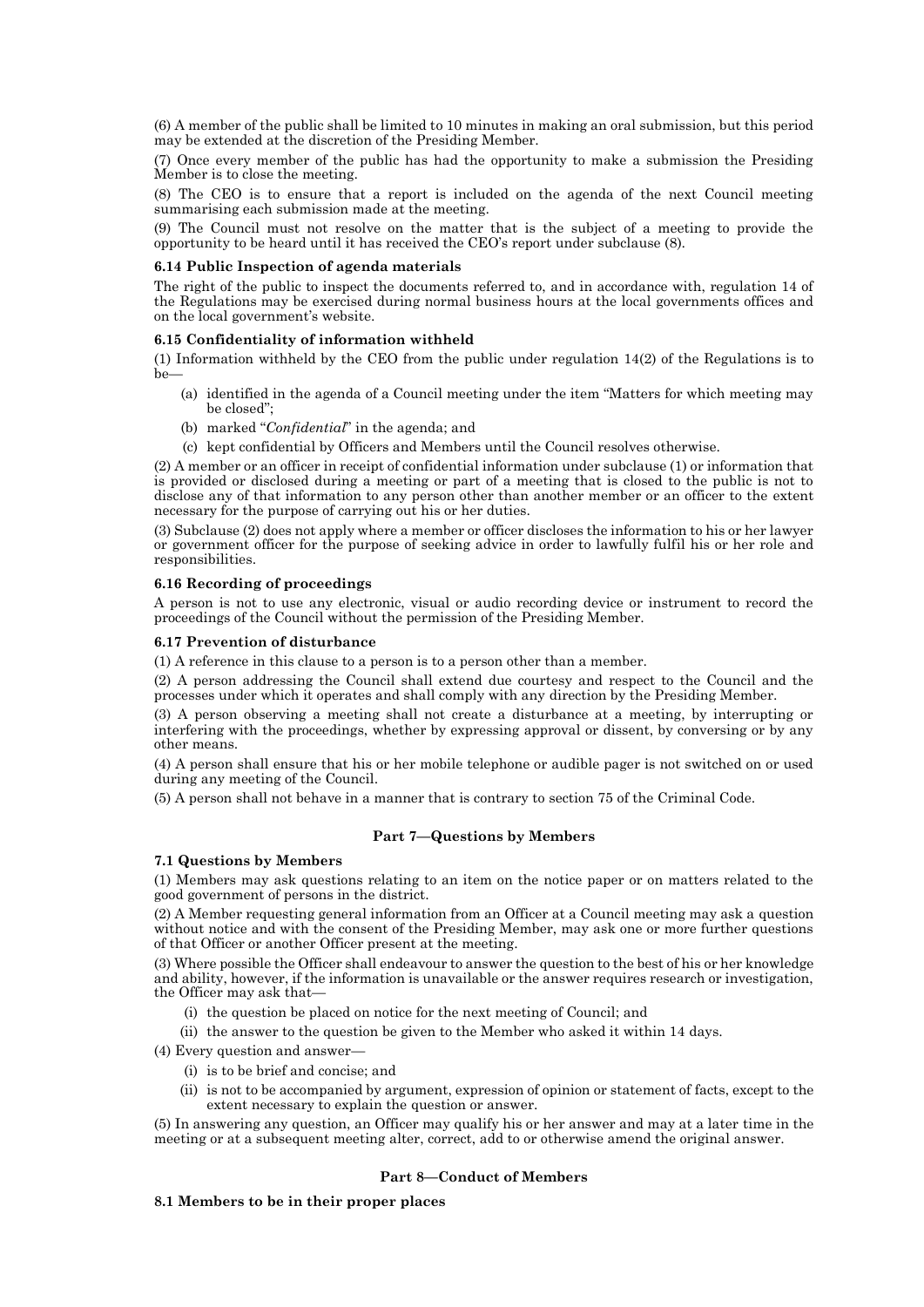(6) A member of the public shall be limited to 10 minutes in making an oral submission, but this period may be extended at the discretion of the Presiding Member.

(7) Once every member of the public has had the opportunity to make a submission the Presiding Member is to close the meeting.

(8) The CEO is to ensure that a report is included on the agenda of the next Council meeting summarising each submission made at the meeting.

(9) The Council must not resolve on the matter that is the subject of a meeting to provide the opportunity to be heard until it has received the CEO's report under subclause (8).

### 6.14 Public Inspection of agenda materials

The right of the public to inspect the documents referred to, and in accordance with, regulation 14 of the Regulations may be exercised during normal business hours at the local governments offices and on the local government's website.

### 6.15 Confidentiality of information withheld

(1) Information withheld by the CEO from the public under regulation 14(2) of the Regulations is to be—

- (a) identified in the agenda of a Council meeting under the item "Matters for which meeting may be closed";
- (b) marked "*Confidential*" in the agenda; and
- (c) kept confidential by Officers and Members until the Council resolves otherwise.

(2) A member or an officer in receipt of confidential information under subclause (1) or information that is provided or disclosed during a meeting or part of a meeting that is closed to the public is not to disclose any of that information to any person other than another member or an officer to the extent necessary for the purpose of carrying out his or her duties.

(3) Subclause (2) does not apply where a member or officer discloses the information to his or her lawyer or government officer for the purpose of seeking advice in order to lawfully fulfil his or her role and responsibilities.

### 6.16 Recording of proceedings

A person is not to use any electronic, visual or audio recording device or instrument to record the proceedings of the Council without the permission of the Presiding Member.

### 6.17 Prevention of disturbance

(1) A reference in this clause to a person is to a person other than a member.

(2) A person addressing the Council shall extend due courtesy and respect to the Council and the processes under which it operates and shall comply with any direction by the Presiding Member.

(3) A person observing a meeting shall not create a disturbance at a meeting, by interrupting or interfering with the proceedings, whether by expressing approval or dissent, by conversing or by any other means.

(4) A person shall ensure that his or her mobile telephone or audible pager is not switched on or used during any meeting of the Council.

(5) A person shall not behave in a manner that is contrary to section 75 of the Criminal Code.

## Part 7—Questions by Members

### 7.1 Questions by Members

(1) Members may ask questions relating to an item on the notice paper or on matters related to the good government of persons in the district.

(2) A Member requesting general information from an Officer at a Council meeting may ask a question without notice and with the consent of the Presiding Member, may ask one or more further questions of that Officer or another Officer present at the meeting.

(3) Where possible the Officer shall endeavour to answer the question to the best of his or her knowledge and ability, however, if the information is unavailable or the answer requires research or investigation, the Officer may ask that—

- (i) the question be placed on notice for the next meeting of Council; and
- (ii) the answer to the question be given to the Member who asked it within 14 days.

(4) Every question and answer—

- (i) is to be brief and concise; and
- (ii) is not to be accompanied by argument, expression of opinion or statement of facts, except to the extent necessary to explain the question or answer.

(5) In answering any question, an Officer may qualify his or her answer and may at a later time in the meeting or at a subsequent meeting alter, correct, add to or otherwise amend the original answer.

## Part 8—Conduct of Members

### 8.1 Members to be in their proper places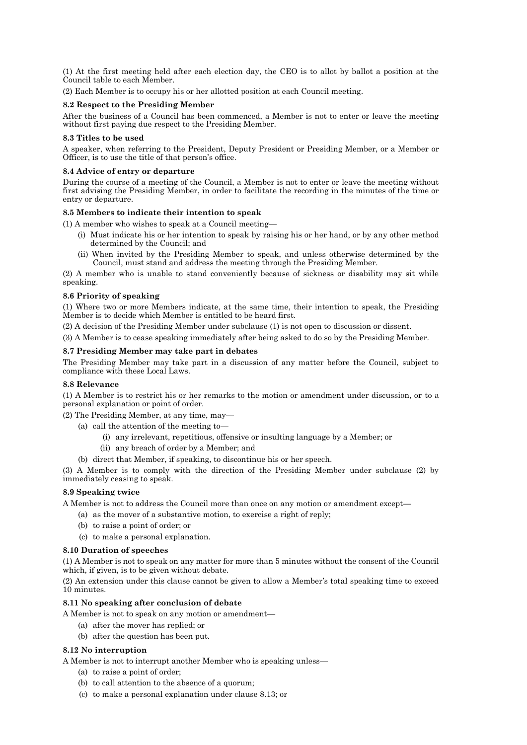(1) At the first meeting held after each election day, the CEO is to allot by ballot a position at the Council table to each Member.

(2) Each Member is to occupy his or her allotted position at each Council meeting.

### 8.2 Respect to the Presiding Member

After the business of a Council has been commenced, a Member is not to enter or leave the meeting without first paying due respect to the Presiding Member.

### 8.3 Titles to be used

A speaker, when referring to the President, Deputy President or Presiding Member, or a Member or Officer, is to use the title of that person's office.

### 8.4 Advice of entry or departure

During the course of a meeting of the Council, a Member is not to enter or leave the meeting without first advising the Presiding Member, in order to facilitate the recording in the minutes of the time or entry or departure.

### 8.5 Members to indicate their intention to speak

(1) A member who wishes to speak at a Council meeting—

- (i) Must indicate his or her intention to speak by raising his or her hand, or by any other method determined by the Council; and
- (ii) When invited by the Presiding Member to speak, and unless otherwise determined by the Council, must stand and address the meeting through the Presiding Member.

(2) A member who is unable to stand conveniently because of sickness or disability may sit while speaking.

### 8.6 Priority of speaking

(1) Where two or more Members indicate, at the same time, their intention to speak, the Presiding Member is to decide which Member is entitled to be heard first.

(2) A decision of the Presiding Member under subclause (1) is not open to discussion or dissent.

(3) A Member is to cease speaking immediately after being asked to do so by the Presiding Member.

### 8.7 Presiding Member may take part in debates

The Presiding Member may take part in a discussion of any matter before the Council, subject to compliance with these Local Laws.

### 8.8 Relevance

(1) A Member is to restrict his or her remarks to the motion or amendment under discussion, or to a personal explanation or point of order.

(2) The Presiding Member, at any time, may—

- (a) call the attention of the meeting to—
  - (i) any irrelevant, repetitious, offensive or insulting language by a Member; or
  - (ii) any breach of order by a Member; and
- (b) direct that Member, if speaking, to discontinue his or her speech.

(3) A Member is to comply with the direction of the Presiding Member under subclause (2) by immediately ceasing to speak.

### 8.9 Speaking twice

A Member is not to address the Council more than once on any motion or amendment except—

- (a) as the mover of a substantive motion, to exercise a right of reply;
- (b) to raise a point of order; or
- (c) to make a personal explanation.

### 8.10 Duration of speeches

(1) A Member is not to speak on any matter for more than 5 minutes without the consent of the Council which, if given, is to be given without debate.

(2) An extension under this clause cannot be given to allow a Member's total speaking time to exceed 10 minutes.

### 8.11 No speaking after conclusion of debate

A Member is not to speak on any motion or amendment—

- (a) after the mover has replied; or
- (b) after the question has been put.

### 8.12 No interruption

A Member is not to interrupt another Member who is speaking unless—

- (a) to raise a point of order;
- (b) to call attention to the absence of a quorum;
- (c) to make a personal explanation under clause 8.13; or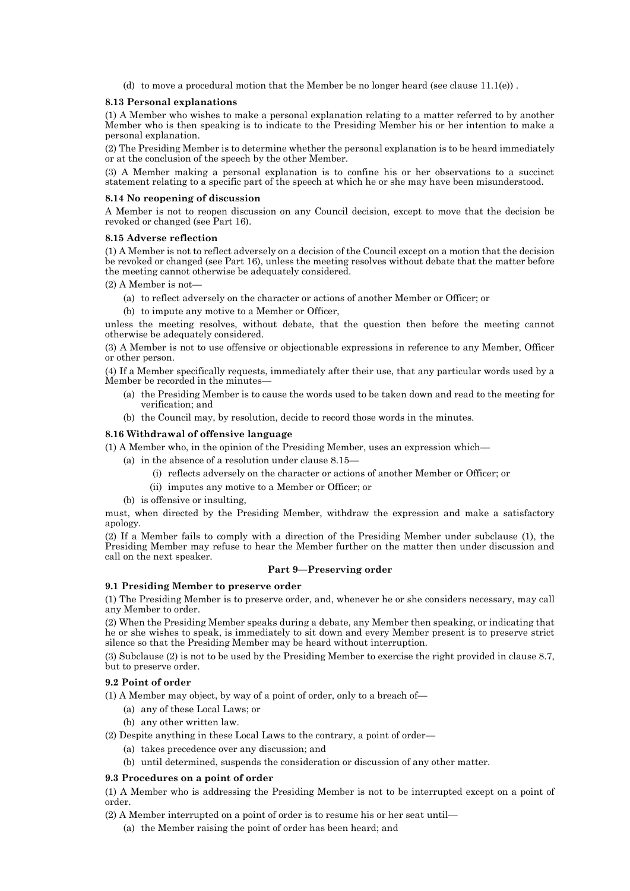(d) to move a procedural motion that the Member be no longer heard (see clause 11.1(e)) .

### 8.13 Personal explanations

(1) A Member who wishes to make a personal explanation relating to a matter referred to by another Member who is then speaking is to indicate to the Presiding Member his or her intention to make a personal explanation.

(2) The Presiding Member is to determine whether the personal explanation is to be heard immediately or at the conclusion of the speech by the other Member.

(3) A Member making a personal explanation is to confine his or her observations to a succinct statement relating to a specific part of the speech at which he or she may have been misunderstood.

### 8.14 No reopening of discussion

A Member is not to reopen discussion on any Council decision, except to move that the decision be revoked or changed (see Part 16).

### 8.15 Adverse reflection

(1) A Member is not to reflect adversely on a decision of the Council except on a motion that the decision be revoked or changed (see Part 16), unless the meeting resolves without debate that the matter before the meeting cannot otherwise be adequately considered.

(2) A Member is not—

- (a) to reflect adversely on the character or actions of another Member or Officer; or
- (b) to impute any motive to a Member or Officer,

unless the meeting resolves, without debate, that the question then before the meeting cannot otherwise be adequately considered.

(3) A Member is not to use offensive or objectionable expressions in reference to any Member, Officer or other person.

(4) If a Member specifically requests, immediately after their use, that any particular words used by a Member be recorded in the minutes—

- (a) the Presiding Member is to cause the words used to be taken down and read to the meeting for verification; and
- (b) the Council may, by resolution, decide to record those words in the minutes.

### 8.16 Withdrawal of offensive language

(1) A Member who, in the opinion of the Presiding Member, uses an expression which—

- (a) in the absence of a resolution under clause 8.15—
  - (i) reflects adversely on the character or actions of another Member or Officer; or
  - (ii) imputes any motive to a Member or Officer; or
- (b) is offensive or insulting,

must, when directed by the Presiding Member, withdraw the expression and make a satisfactory apology.

(2) If a Member fails to comply with a direction of the Presiding Member under subclause (1), the Presiding Member may refuse to hear the Member further on the matter then under discussion and call on the next speaker.

## Part 9—Preserving order

### 9.1 Presiding Member to preserve order

(1) The Presiding Member is to preserve order, and, whenever he or she considers necessary, may call any Member to order.

(2) When the Presiding Member speaks during a debate, any Member then speaking, or indicating that he or she wishes to speak, is immediately to sit down and every Member present is to preserve strict silence so that the Presiding Member may be heard without interruption.

(3) Subclause (2) is not to be used by the Presiding Member to exercise the right provided in clause 8.7, but to preserve order.

### 9.2 Point of order

(1) A Member may object, by way of a point of order, only to a breach of—

- (a) any of these Local Laws; or
- (b) any other written law.

(2) Despite anything in these Local Laws to the contrary, a point of order—

- (a) takes precedence over any discussion; and
- (b) until determined, suspends the consideration or discussion of any other matter.

### 9.3 Procedures on a point of order

(1) A Member who is addressing the Presiding Member is not to be interrupted except on a point of order.

(2) A Member interrupted on a point of order is to resume his or her seat until—

- (a) the Member raising the point of order has been heard; and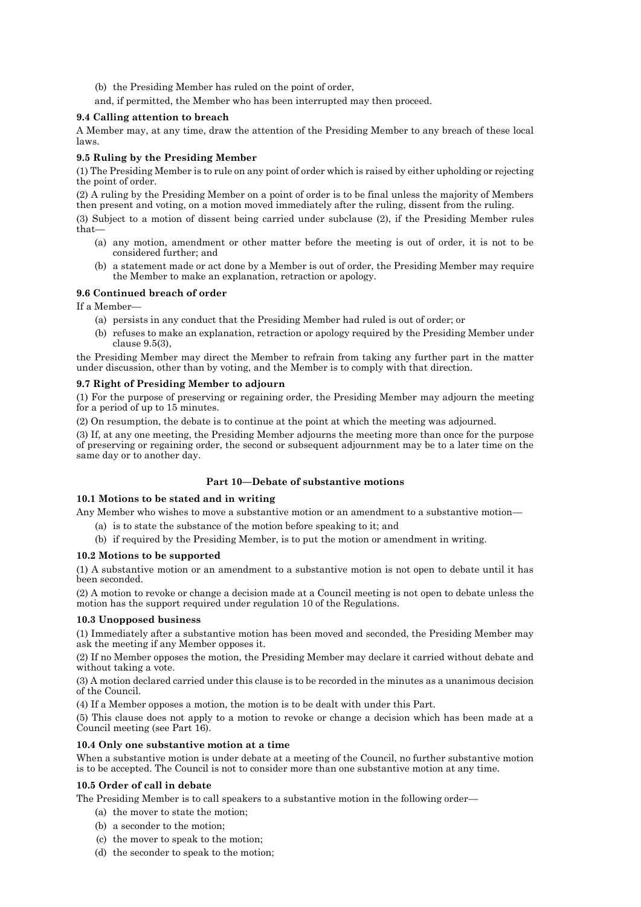(b) the Presiding Member has ruled on the point of order,

and, if permitted, the Member who has been interrupted may then proceed.

**9.4 Calling attention to breach**

A Member may, at any time, draw the attention of the Presiding Member to any breach of these local laws.

**9.5 Ruling by the Presiding Member**

(1) The Presiding Member is to rule on any point of order which is raised by either upholding or rejecting the point of order.

(2) A ruling by the Presiding Member on a point of order is to be final unless the majority of Members then present and voting, on a motion moved immediately after the ruling, dissent from the ruling.

(3) Subject to a motion of dissent being carried under subclause (2), if the Presiding Member rules that—

- (a) any motion, amendment or other matter before the meeting is out of order, it is not to be considered further; and
- (b) a statement made or act done by a Member is out of order, the Presiding Member may require the Member to make an explanation, retraction or apology.

**9.6 Continued breach of order**

If a Member—

- (a) persists in any conduct that the Presiding Member had ruled is out of order; or
- (b) refuses to make an explanation, retraction or apology required by the Presiding Member under clause 9.5(3),

the Presiding Member may direct the Member to refrain from taking any further part in the matter under discussion, other than by voting, and the Member is to comply with that direction.

**9.7 Right of Presiding Member to adjourn**

(1) For the purpose of preserving or regaining order, the Presiding Member may adjourn the meeting for a period of up to 15 minutes.

(2) On resumption, the debate is to continue at the point at which the meeting was adjourned.

(3) If, at any one meeting, the Presiding Member adjourns the meeting more than once for the purpose of preserving or regaining order, the second or subsequent adjournment may be to a later time on the same day or to another day.

## Part 10—Debate of substantive motions

**10.1 Motions to be stated and in writing**

Any Member who wishes to move a substantive motion or an amendment to a substantive motion—

- (a) is to state the substance of the motion before speaking to it; and
- (b) if required by the Presiding Member, is to put the motion or amendment in writing.

**10.2 Motions to be supported**

(1) A substantive motion or an amendment to a substantive motion is not open to debate until it has been seconded.

(2) A motion to revoke or change a decision made at a Council meeting is not open to debate unless the motion has the support required under regulation 10 of the Regulations.

**10.3 Unopposed business**

(1) Immediately after a substantive motion has been moved and seconded, the Presiding Member may ask the meeting if any Member opposes it.

(2) If no Member opposes the motion, the Presiding Member may declare it carried without debate and without taking a vote.

(3) A motion declared carried under this clause is to be recorded in the minutes as a unanimous decision of the Council.

(4) If a Member opposes a motion, the motion is to be dealt with under this Part.

(5) This clause does not apply to a motion to revoke or change a decision which has been made at a Council meeting (see Part 16).

**10.4 Only one substantive motion at a time**

When a substantive motion is under debate at a meeting of the Council, no further substantive motion is to be accepted. The Council is not to consider more than one substantive motion at any time.

**10.5 Order of call in debate**

The Presiding Member is to call speakers to a substantive motion in the following order—

- (a) the mover to state the motion;
- (b) a seconder to the motion;
- (c) the mover to speak to the motion;
- (d) the seconder to speak to the motion;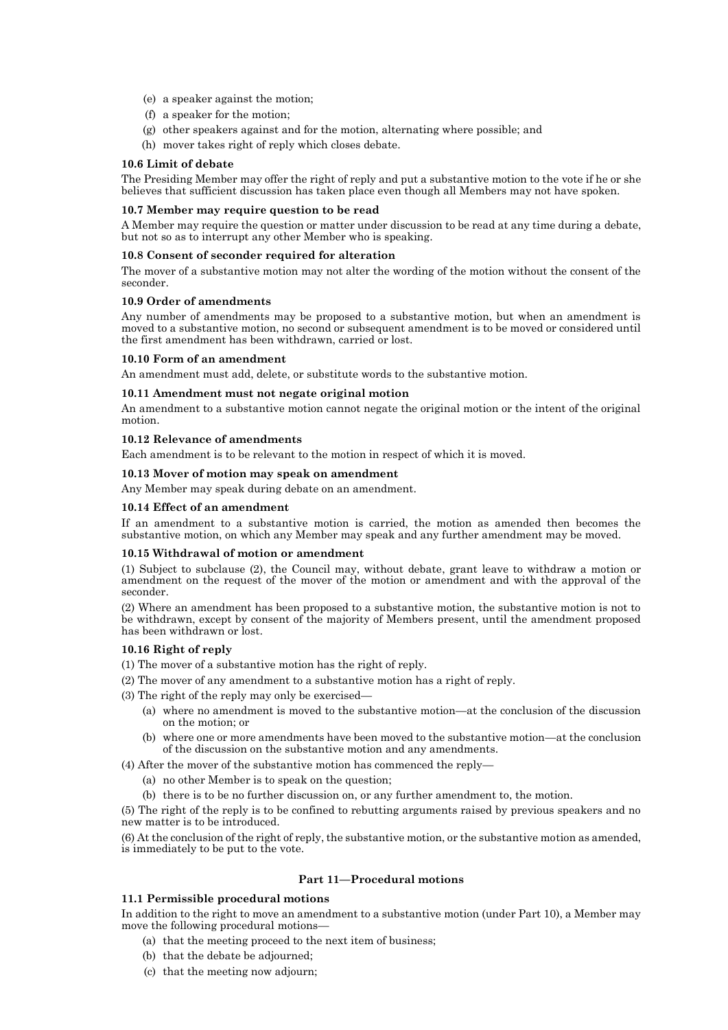(e) a speaker against the motion;
(f) a speaker for the motion;
(g) other speakers against and for the motion, alternating where possible; and
(h) mover takes right of reply which closes debate.

**10.6 Limit of debate**

The Presiding Member may offer the right of reply and put a substantive motion to the vote if he or she believes that sufficient discussion has taken place even though all Members may not have spoken.

**10.7 Member may require question to be read**

A Member may require the question or matter under discussion to be read at any time during a debate, but not so as to interrupt any other Member who is speaking.

**10.8 Consent of seconder required for alteration**

The mover of a substantive motion may not alter the wording of the motion without the consent of the seconder.

**10.9 Order of amendments**

Any number of amendments may be proposed to a substantive motion, but when an amendment is moved to a substantive motion, no second or subsequent amendment is to be moved or considered until the first amendment has been withdrawn, carried or lost.

**10.10 Form of an amendment**

An amendment must add, delete, or substitute words to the substantive motion.

**10.11 Amendment must not negate original motion**

An amendment to a substantive motion cannot negate the original motion or the intent of the original motion.

**10.12 Relevance of amendments**

Each amendment is to be relevant to the motion in respect of which it is moved.

**10.13 Mover of motion may speak on amendment**

Any Member may speak during debate on an amendment.

**10.14 Effect of an amendment**

If an amendment to a substantive motion is carried, the motion as amended then becomes the substantive motion, on which any Member may speak and any further amendment may be moved.

**10.15 Withdrawal of motion or amendment**

(1) Subject to subclause (2), the Council may, without debate, grant leave to withdraw a motion or amendment on the request of the mover of the motion or amendment and with the approval of the seconder.

(2) Where an amendment has been proposed to a substantive motion, the substantive motion is not to be withdrawn, except by consent of the majority of Members present, until the amendment proposed has been withdrawn or lost.

**10.16 Right of reply**

(1) The mover of a substantive motion has the right of reply.

(2) The mover of any amendment to a substantive motion has a right of reply.

(3) The right of the reply may only be exercised—

(a) where no amendment is moved to the substantive motion—at the conclusion of the discussion on the motion; or

(b) where one or more amendments have been moved to the substantive motion—at the conclusion of the discussion on the substantive motion and any amendments.

(4) After the mover of the substantive motion has commenced the reply—

(a) no other Member is to speak on the question;

(b) there is to be no further discussion on, or any further amendment to, the motion.

(5) The right of the reply is to be confined to rebutting arguments raised by previous speakers and no new matter is to be introduced.

(6) At the conclusion of the right of reply, the substantive motion, or the substantive motion as amended, is immediately to be put to the vote.

## Part 11—Procedural motions

**11.1 Permissible procedural motions**

In addition to the right to move an amendment to a substantive motion (under Part 10), a Member may move the following procedural motions—

(a) that the meeting proceed to the next item of business;
(b) that the debate be adjourned;
(c) that the meeting now adjourn;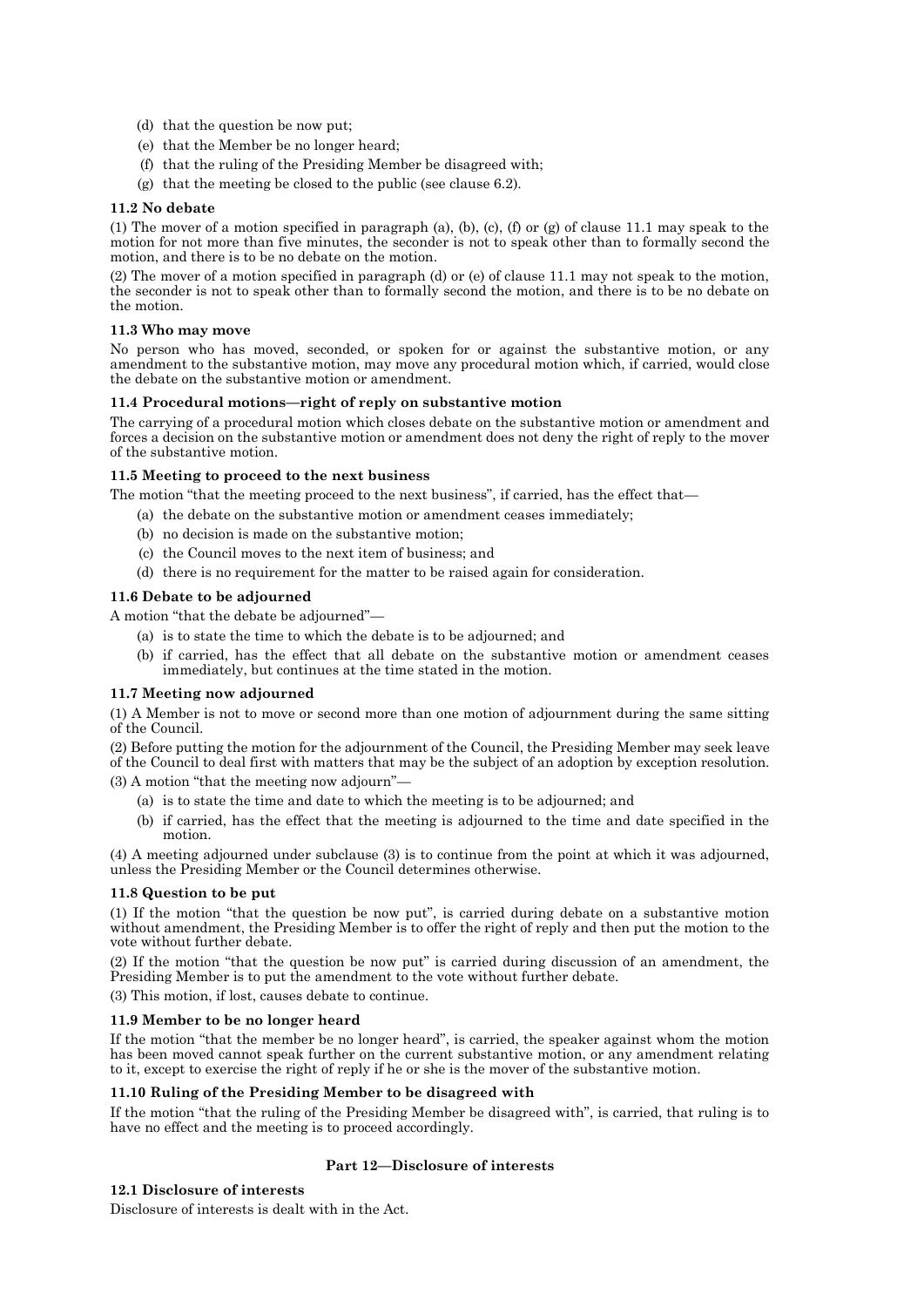(d) that the question be now put;

(e) that the Member be no longer heard;

(f) that the ruling of the Presiding Member be disagreed with;

(g) that the meeting be closed to the public (see clause 6.2).

**11.2 No debate**

(1) The mover of a motion specified in paragraph (a), (b), (c), (f) or (g) of clause 11.1 may speak to the motion for not more than five minutes, the seconder is not to speak other than to formally second the motion, and there is to be no debate on the motion.

(2) The mover of a motion specified in paragraph (d) or (e) of clause 11.1 may not speak to the motion, the seconder is not to speak other than to formally second the motion, and there is to be no debate on the motion.

**11.3 Who may move**

No person who has moved, seconded, or spoken for or against the substantive motion, or any amendment to the substantive motion, may move any procedural motion which, if carried, would close the debate on the substantive motion or amendment.

**11.4 Procedural motions—right of reply on substantive motion**

The carrying of a procedural motion which closes debate on the substantive motion or amendment and forces a decision on the substantive motion or amendment does not deny the right of reply to the mover of the substantive motion.

**11.5 Meeting to proceed to the next business**

The motion "that the meeting proceed to the next business", if carried, has the effect that—

(a) the debate on the substantive motion or amendment ceases immediately;

(b) no decision is made on the substantive motion;

(c) the Council moves to the next item of business; and

(d) there is no requirement for the matter to be raised again for consideration.

**11.6 Debate to be adjourned**

A motion "that the debate be adjourned"—

(a) is to state the time to which the debate is to be adjourned; and

(b) if carried, has the effect that all debate on the substantive motion or amendment ceases immediately, but continues at the time stated in the motion.

**11.7 Meeting now adjourned**

(1) A Member is not to move or second more than one motion of adjournment during the same sitting of the Council.

(2) Before putting the motion for the adjournment of the Council, the Presiding Member may seek leave of the Council to deal first with matters that may be the subject of an adoption by exception resolution.

(3) A motion "that the meeting now adjourn"—

(a) is to state the time and date to which the meeting is to be adjourned; and

(b) if carried, has the effect that the meeting is adjourned to the time and date specified in the motion.

(4) A meeting adjourned under subclause (3) is to continue from the point at which it was adjourned, unless the Presiding Member or the Council determines otherwise.

**11.8 Question to be put**

(1) If the motion "that the question be now put", is carried during debate on a substantive motion without amendment, the Presiding Member is to offer the right of reply and then put the motion to the vote without further debate.

(2) If the motion "that the question be now put" is carried during discussion of an amendment, the Presiding Member is to put the amendment to the vote without further debate.

(3) This motion, if lost, causes debate to continue.

**11.9 Member to be no longer heard**

If the motion "that the member be no longer heard", is carried, the speaker against whom the motion has been moved cannot speak further on the current substantive motion, or any amendment relating to it, except to exercise the right of reply if he or she is the mover of the substantive motion.

**11.10 Ruling of the Presiding Member to be disagreed with**

If the motion "that the ruling of the Presiding Member be disagreed with", is carried, that ruling is to have no effect and the meeting is to proceed accordingly.

## Part 12—Disclosure of interests

**12.1 Disclosure of interests**

Disclosure of interests is dealt with in the Act.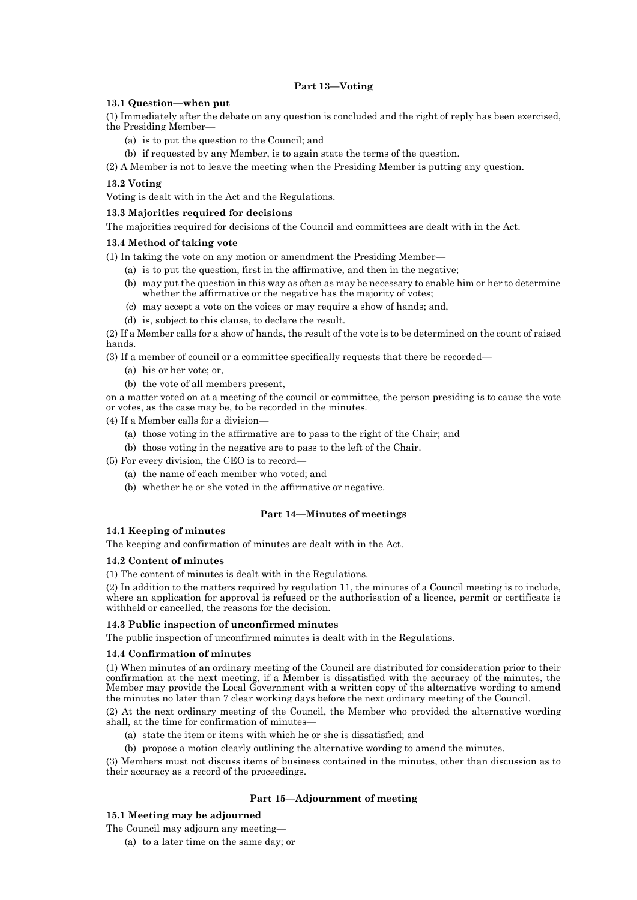## Part 13—Voting

### 13.1 Question—when put

(1) Immediately after the debate on any question is concluded and the right of reply has been exercised, the Presiding Member—

(a) is to put the question to the Council; and

(b) if requested by any Member, is to again state the terms of the question.

(2) A Member is not to leave the meeting when the Presiding Member is putting any question.

### 13.2 Voting

Voting is dealt with in the Act and the Regulations.

### 13.3 Majorities required for decisions

The majorities required for decisions of the Council and committees are dealt with in the Act.

### 13.4 Method of taking vote

(1) In taking the vote on any motion or amendment the Presiding Member—

(a) is to put the question, first in the affirmative, and then in the negative;

(b) may put the question in this way as often as may be necessary to enable him or her to determine whether the affirmative or the negative has the majority of votes;

(c) may accept a vote on the voices or may require a show of hands; and,

(d) is, subject to this clause, to declare the result.

(2) If a Member calls for a show of hands, the result of the vote is to be determined on the count of raised hands.

(3) If a member of council or a committee specifically requests that there be recorded—

(a) his or her vote; or,

(b) the vote of all members present,

on a matter voted on at a meeting of the council or committee, the person presiding is to cause the vote or votes, as the case may be, to be recorded in the minutes.

(4) If a Member calls for a division—

(a) those voting in the affirmative are to pass to the right of the Chair; and

(b) those voting in the negative are to pass to the left of the Chair.

(5) For every division, the CEO is to record—

(a) the name of each member who voted; and

(b) whether he or she voted in the affirmative or negative.

## Part 14—Minutes of meetings

### 14.1 Keeping of minutes

The keeping and confirmation of minutes are dealt with in the Act.

### 14.2 Content of minutes

(1) The content of minutes is dealt with in the Regulations.

(2) In addition to the matters required by regulation 11, the minutes of a Council meeting is to include, where an application for approval is refused or the authorisation of a licence, permit or certificate is withheld or cancelled, the reasons for the decision.

### 14.3 Public inspection of unconfirmed minutes

The public inspection of unconfirmed minutes is dealt with in the Regulations.

### 14.4 Confirmation of minutes

(1) When minutes of an ordinary meeting of the Council are distributed for consideration prior to their confirmation at the next meeting, if a Member is dissatisfied with the accuracy of the minutes, the Member may provide the Local Government with a written copy of the alternative wording to amend the minutes no later than 7 clear working days before the next ordinary meeting of the Council.

(2) At the next ordinary meeting of the Council, the Member who provided the alternative wording shall, at the time for confirmation of minutes—

(a) state the item or items with which he or she is dissatisfied; and

(b) propose a motion clearly outlining the alternative wording to amend the minutes.

(3) Members must not discuss items of business contained in the minutes, other than discussion as to their accuracy as a record of the proceedings.

## Part 15—Adjournment of meeting

### 15.1 Meeting may be adjourned

The Council may adjourn any meeting—

(a) to a later time on the same day; or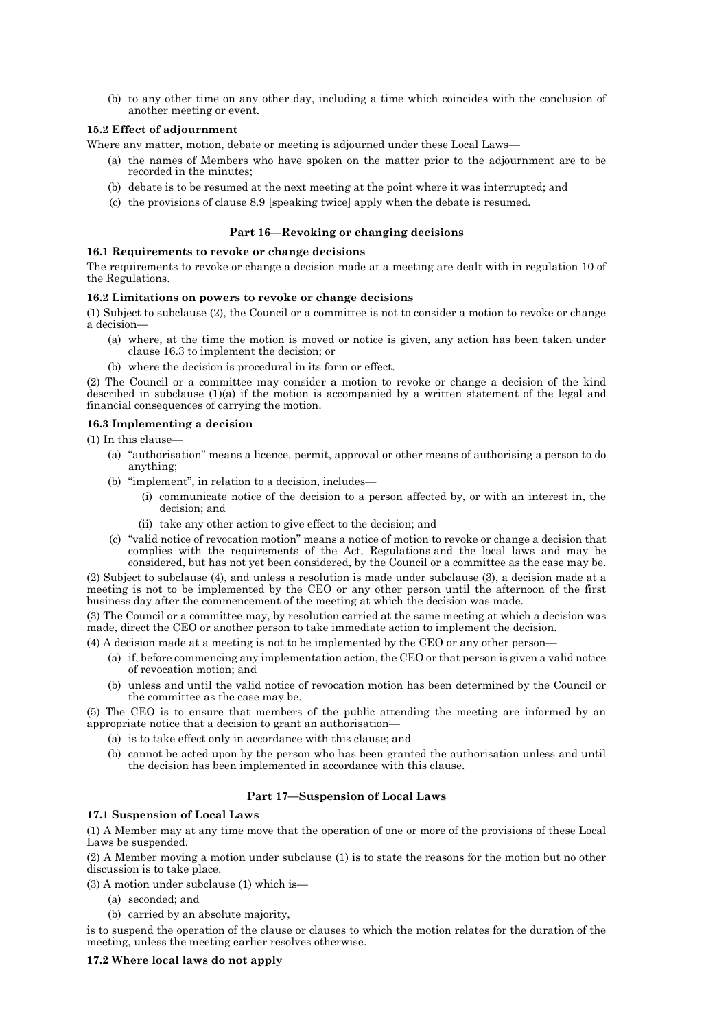(b) to any other time on any other day, including a time which coincides with the conclusion of another meeting or event.

### 15.2 Effect of adjournment

Where any matter, motion, debate or meeting is adjourned under these Local Laws—

- (a) the names of Members who have spoken on the matter prior to the adjournment are to be recorded in the minutes;
- (b) debate is to be resumed at the next meeting at the point where it was interrupted; and
- (c) the provisions of clause 8.9 [speaking twice] apply when the debate is resumed.

## Part 16—Revoking or changing decisions

### 16.1 Requirements to revoke or change decisions

The requirements to revoke or change a decision made at a meeting are dealt with in regulation 10 of the Regulations.

### 16.2 Limitations on powers to revoke or change decisions

(1) Subject to subclause (2), the Council or a committee is not to consider a motion to revoke or change a decision—

- (a) where, at the time the motion is moved or notice is given, any action has been taken under clause 16.3 to implement the decision; or
- (b) where the decision is procedural in its form or effect.

(2) The Council or a committee may consider a motion to revoke or change a decision of the kind described in subclause (1)(a) if the motion is accompanied by a written statement of the legal and financial consequences of carrying the motion.

### 16.3 Implementing a decision

(1) In this clause—

- (a) "authorisation" means a licence, permit, approval or other means of authorising a person to do anything;
- (b) "implement", in relation to a decision, includes—
  - (i) communicate notice of the decision to a person affected by, or with an interest in, the decision; and
  - (ii) take any other action to give effect to the decision; and
- (c) "valid notice of revocation motion" means a notice of motion to revoke or change a decision that complies with the requirements of the Act, Regulations and the local laws and may be considered, but has not yet been considered, by the Council or a committee as the case may be.

(2) Subject to subclause (4), and unless a resolution is made under subclause (3), a decision made at a meeting is not to be implemented by the CEO or any other person until the afternoon of the first business day after the commencement of the meeting at which the decision was made.

(3) The Council or a committee may, by resolution carried at the same meeting at which a decision was made, direct the CEO or another person to take immediate action to implement the decision.

(4) A decision made at a meeting is not to be implemented by the CEO or any other person—

- (a) if, before commencing any implementation action, the CEO or that person is given a valid notice of revocation motion; and
- (b) unless and until the valid notice of revocation motion has been determined by the Council or the committee as the case may be.

(5) The CEO is to ensure that members of the public attending the meeting are informed by an appropriate notice that a decision to grant an authorisation—

- (a) is to take effect only in accordance with this clause; and
- (b) cannot be acted upon by the person who has been granted the authorisation unless and until the decision has been implemented in accordance with this clause.

## Part 17—Suspension of Local Laws

### 17.1 Suspension of Local Laws

(1) A Member may at any time move that the operation of one or more of the provisions of these Local Laws be suspended.

(2) A Member moving a motion under subclause (1) is to state the reasons for the motion but no other discussion is to take place.

(3) A motion under subclause (1) which is—

- (a) seconded; and
- (b) carried by an absolute majority,

is to suspend the operation of the clause or clauses to which the motion relates for the duration of the meeting, unless the meeting earlier resolves otherwise.

### 17.2 Where local laws do not apply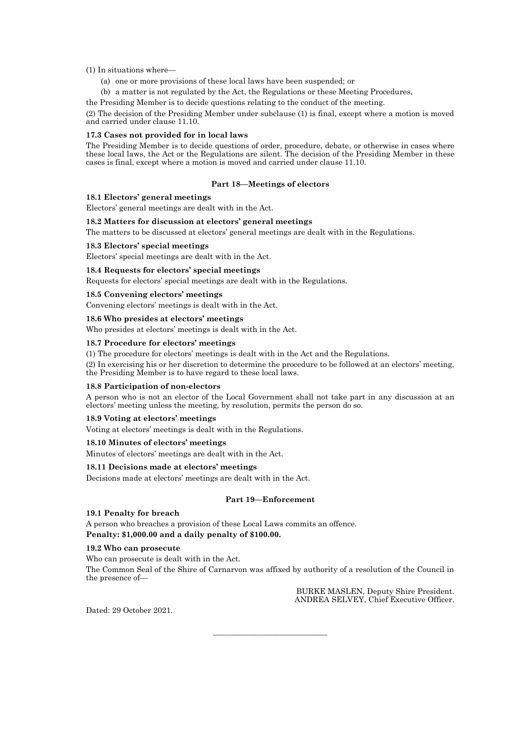(1) In situations where—

(a) one or more provisions of these local laws have been suspended; or

(b) a matter is not regulated by the Act, the Regulations or these Meeting Procedures,

the Presiding Member is to decide questions relating to the conduct of the meeting.

(2) The decision of the Presiding Member under subclause (1) is final, except where a motion is moved and carried under clause 11.10.

**17.3 Cases not provided for in local laws**

The Presiding Member is to decide questions of order, procedure, debate, or otherwise in cases where these local laws, the Act or the Regulations are silent. The decision of the Presiding Member in these cases is final, except where a motion is moved and carried under clause 11.10.

## Part 18—Meetings of electors

**18.1 Electors' general meetings**

Electors' general meetings are dealt with in the Act.

**18.2 Matters for discussion at electors' general meetings**

The matters to be discussed at electors' general meetings are dealt with in the Regulations.

**18.3 Electors' special meetings**

Electors' special meetings are dealt with in the Act.

**18.4 Requests for electors' special meetings**

Requests for electors' special meetings are dealt with in the Regulations.

**18.5 Convening electors' meetings**

Convening electors' meetings is dealt with in the Act.

**18.6 Who presides at electors' meetings**

Who presides at electors' meetings is dealt with in the Act.

**18.7 Procedure for electors' meetings**

(1) The procedure for electors' meetings is dealt with in the Act and the Regulations.

(2) In exercising his or her discretion to determine the procedure to be followed at an electors' meeting, the Presiding Member is to have regard to these local laws.

**18.8 Participation of non-electors**

A person who is not an elector of the Local Government shall not take part in any discussion at an electors' meeting unless the meeting, by resolution, permits the person do so.

**18.9 Voting at electors' meetings**

Voting at electors' meetings is dealt with in the Regulations.

**18.10 Minutes of electors' meetings**

Minutes of electors' meetings are dealt with in the Act.

**18.11 Decisions made at electors' meetings**

Decisions made at electors' meetings are dealt with in the Act.

## Part 19—Enforcement

**19.1 Penalty for breach**

A person who breaches a provision of these Local Laws commits an offence.

**Penalty: $1,000.00 and a daily penalty of $100.00.**

**19.2 Who can prosecute**

Who can prosecute is dealt with in the Act.

The Common Seal of the Shire of Carnarvon was affixed by authority of a resolution of the Council in the presence of—

BURKE MASLEN, Deputy Shire President.
ANDREA SELVEY, Chief Executive Officer.

Dated: 29 October 2021.

———————————